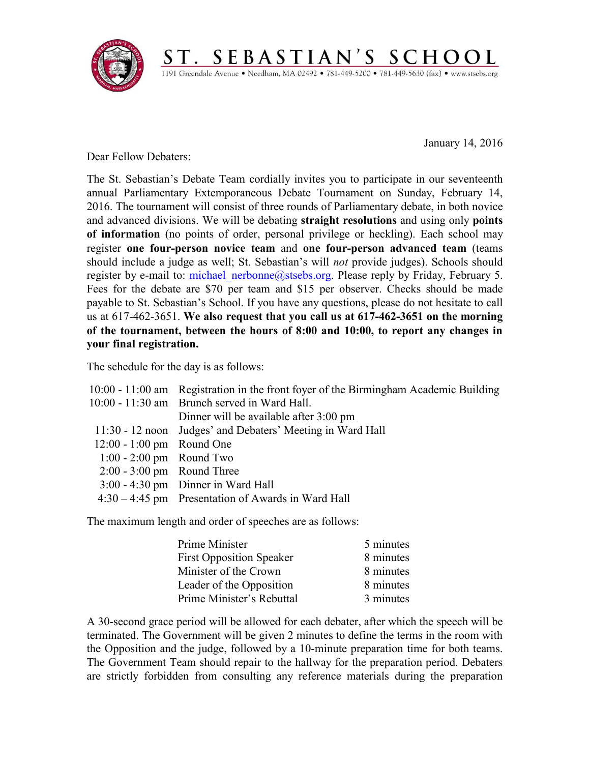# ST. SEBASTIAN'S SCHOOL

1191 Greendale Avenue • Needham, MA 02492 • 781-449-5200 • 781-449-5630 (fax) • www.stsebs.org

January 14, 2016

Dear Fellow Debaters:

The St. Sebastian's Debate Team cordially invites you to participate in our seventeenth annual Parliamentary Extemporaneous Debate Tournament on Sunday, February 14, 2016. The tournament will consist of three rounds of Parliamentary debate, in both novice and advanced divisions. We will be debating **straight resolutions** and using only **points of information** (no points of order, personal privilege or heckling). Each school may register **one four-person novice team** and **one four-person advanced team** (teams should include a judge as well; St. Sebastian's will *not* provide judges). Schools should register by e-mail to: michael_nerbonne@stsebs.org. Please reply by Friday, February 5. Fees for the debate are $70 per team and $15 per observer. Checks should be made payable to St. Sebastian's School. If you have any questions, please do not hesitate to call us at 617-462-3651. **We also request that you call us at 617-462-3651 on the morning of the tournament, between the hours of 8:00 and 10:00, to report any changes in your final registration.**

The schedule for the day is as follows:

| | |
|---|---|
| 10:00 - 11:00 am | Registration in the front foyer of the Birmingham Academic Building |
| 10:00 - 11:30 am | Brunch served in Ward Hall. |
| | Dinner will be available after 3:00 pm |
| 11:30 - 12 noon | Judges' and Debaters' Meeting in Ward Hall |
| 12:00 - 1:00 pm | Round One |
| 1:00 - 2:00 pm | Round Two |
| 2:00 - 3:00 pm | Round Three |
| 3:00 - 4:30 pm | Dinner in Ward Hall |
| 4:30 – 4:45 pm | Presentation of Awards in Ward Hall |

The maximum length and order of speeches are as follows:

| | |
|---|---|
| Prime Minister | 5 minutes |
| First Opposition Speaker | 8 minutes |
| Minister of the Crown | 8 minutes |
| Leader of the Opposition | 8 minutes |
| Prime Minister's Rebuttal | 3 minutes |

A 30-second grace period will be allowed for each debater, after which the speech will be terminated. The Government will be given 2 minutes to define the terms in the room with the Opposition and the judge, followed by a 10-minute preparation time for both teams. The Government Team should repair to the hallway for the preparation period. Debaters are strictly forbidden from consulting any reference materials during the preparation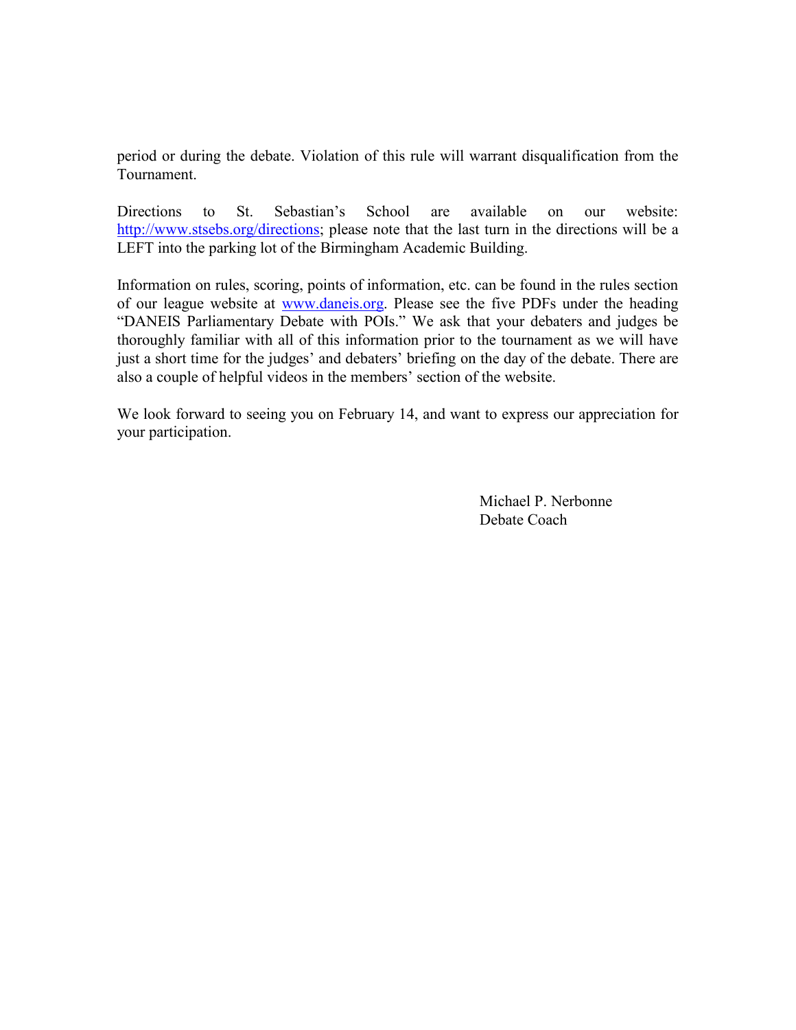period or during the debate. Violation of this rule will warrant disqualification from the Tournament.

Directions to St. Sebastian's School are available on our website: http://www.stsebs.org/directions; please note that the last turn in the directions will be a LEFT into the parking lot of the Birmingham Academic Building.

Information on rules, scoring, points of information, etc. can be found in the rules section of our league website at www.daneis.org. Please see the five PDFs under the heading "DANEIS Parliamentary Debate with POIs." We ask that your debaters and judges be thoroughly familiar with all of this information prior to the tournament as we will have just a short time for the judges' and debaters' briefing on the day of the debate. There are also a couple of helpful videos in the members' section of the website.

We look forward to seeing you on February 14, and want to express our appreciation for your participation.

Michael P. Nerbonne
Debate Coach